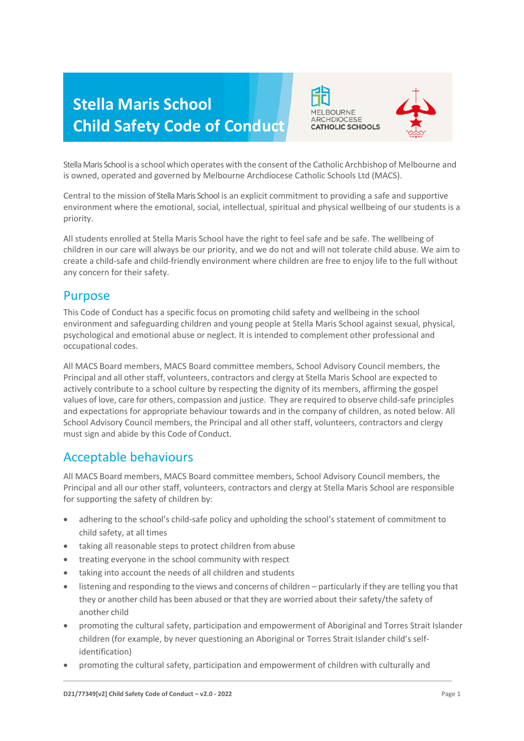# Stella Maris School Child Safety Code of Conduct

Stella Maris School is a school which operates with the consent of the Catholic Archbishop of Melbourne and is owned, operated and governed by Melbourne Archdiocese Catholic Schools Ltd (MACS).

Central to the mission of Stella Maris School is an explicit commitment to providing a safe and supportive environment where the emotional, social, intellectual, spiritual and physical wellbeing of our students is a priority.

All students enrolled at Stella Maris School have the right to feel safe and be safe. The wellbeing of children in our care will always be our priority, and we do not and will not tolerate child abuse. We aim to create a child-safe and child-friendly environment where children are free to enjoy life to the full without any concern for their safety.

## Purpose

This Code of Conduct has a specific focus on promoting child safety and wellbeing in the school environment and safeguarding children and young people at Stella Maris School against sexual, physical, psychological and emotional abuse or neglect. It is intended to complement other professional and occupational codes.

All MACS Board members, MACS Board committee members, School Advisory Council members, the Principal and all other staff, volunteers, contractors and clergy at Stella Maris School are expected to actively contribute to a school culture by respecting the dignity of its members, affirming the gospel values of love, care for others, compassion and justice. They are required to observe child-safe principles and expectations for appropriate behaviour towards and in the company of children, as noted below. All School Advisory Council members, the Principal and all other staff, volunteers, contractors and clergy must sign and abide by this Code of Conduct.

## Acceptable behaviours

All MACS Board members, MACS Board committee members, School Advisory Council members, the Principal and all our other staff, volunteers, contractors and clergy at Stella Maris School are responsible for supporting the safety of children by:

- adhering to the school's child-safe policy and upholding the school's statement of commitment to child safety, at all times
- taking all reasonable steps to protect children from abuse
- treating everyone in the school community with respect
- taking into account the needs of all children and students
- listening and responding to the views and concerns of children – particularly if they are telling you that they or another child has been abused or that they are worried about their safety/the safety of another child
- promoting the cultural safety, participation and empowerment of Aboriginal and Torres Strait Islander children (for example, by never questioning an Aboriginal or Torres Strait Islander child's self-identification)
- promoting the cultural safety, participation and empowerment of children with culturally and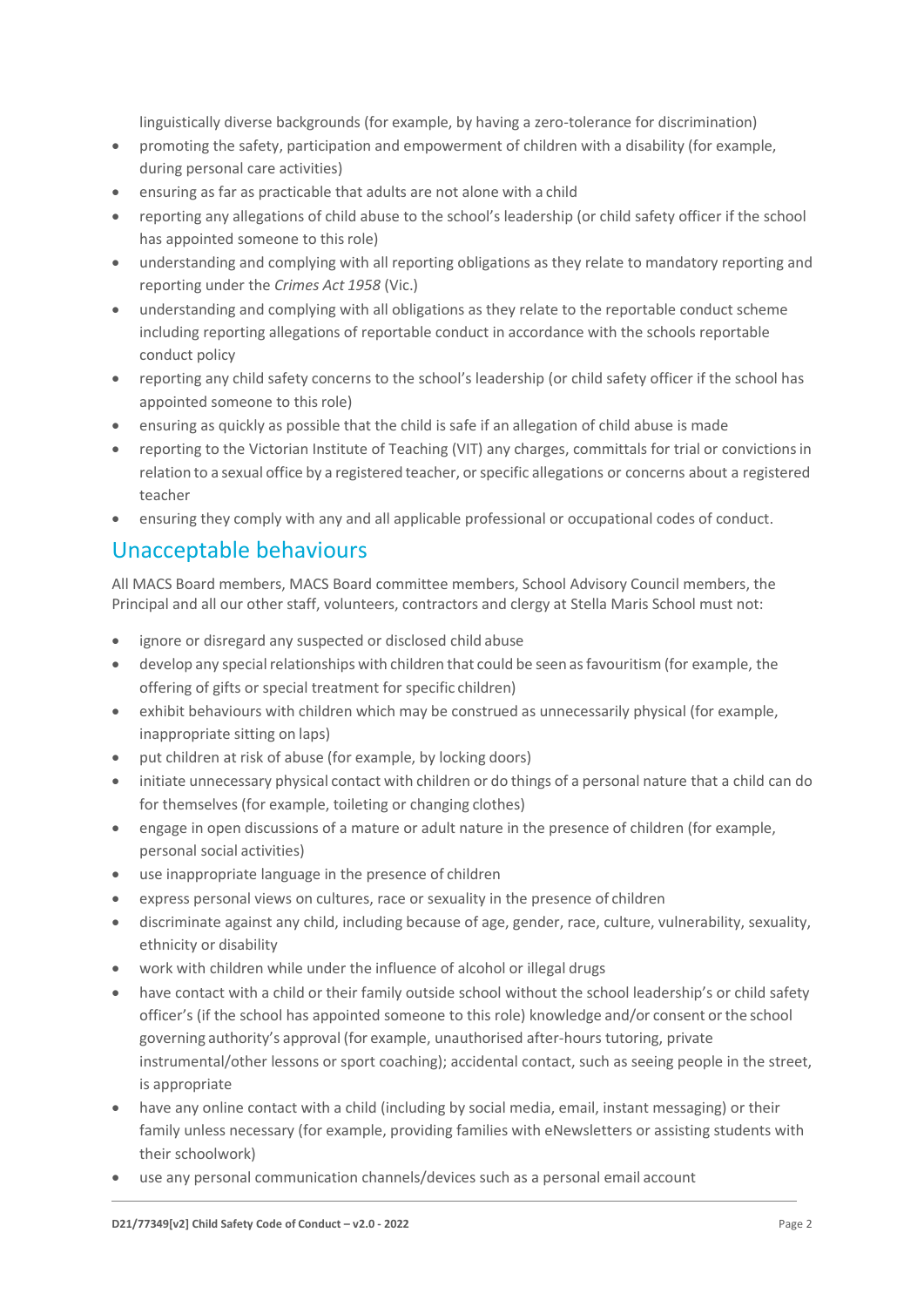linguistically diverse backgrounds (for example, by having a zero-tolerance for discrimination)

- promoting the safety, participation and empowerment of children with a disability (for example, during personal care activities)
- ensuring as far as practicable that adults are not alone with a child
- reporting any allegations of child abuse to the school's leadership (or child safety officer if the school has appointed someone to this role)
- understanding and complying with all reporting obligations as they relate to mandatory reporting and reporting under the *Crimes Act 1958* (Vic.)
- understanding and complying with all obligations as they relate to the reportable conduct scheme including reporting allegations of reportable conduct in accordance with the schools reportable conduct policy
- reporting any child safety concerns to the school's leadership (or child safety officer if the school has appointed someone to this role)
- ensuring as quickly as possible that the child is safe if an allegation of child abuse is made
- reporting to the Victorian Institute of Teaching (VIT) any charges, committals for trial or convictions in relation to a sexual office by a registered teacher, or specific allegations or concerns about a registered teacher
- ensuring they comply with any and all applicable professional or occupational codes of conduct.

## Unacceptable behaviours

All MACS Board members, MACS Board committee members, School Advisory Council members, the Principal and all our other staff, volunteers, contractors and clergy at Stella Maris School must not:

- ignore or disregard any suspected or disclosed child abuse
- develop any special relationships with children that could be seen as favouritism (for example, the offering of gifts or special treatment for specific children)
- exhibit behaviours with children which may be construed as unnecessarily physical (for example, inappropriate sitting on laps)
- put children at risk of abuse (for example, by locking doors)
- initiate unnecessary physical contact with children or do things of a personal nature that a child can do for themselves (for example, toileting or changing clothes)
- engage in open discussions of a mature or adult nature in the presence of children (for example, personal social activities)
- use inappropriate language in the presence of children
- express personal views on cultures, race or sexuality in the presence of children
- discriminate against any child, including because of age, gender, race, culture, vulnerability, sexuality, ethnicity or disability
- work with children while under the influence of alcohol or illegal drugs
- have contact with a child or their family outside school without the school leadership's or child safety officer's (if the school has appointed someone to this role) knowledge and/or consent or the school governing authority's approval (for example, unauthorised after-hours tutoring, private instrumental/other lessons or sport coaching); accidental contact, such as seeing people in the street, is appropriate
- have any online contact with a child (including by social media, email, instant messaging) or their family unless necessary (for example, providing families with eNewsletters or assisting students with their schoolwork)
- use any personal communication channels/devices such as a personal email account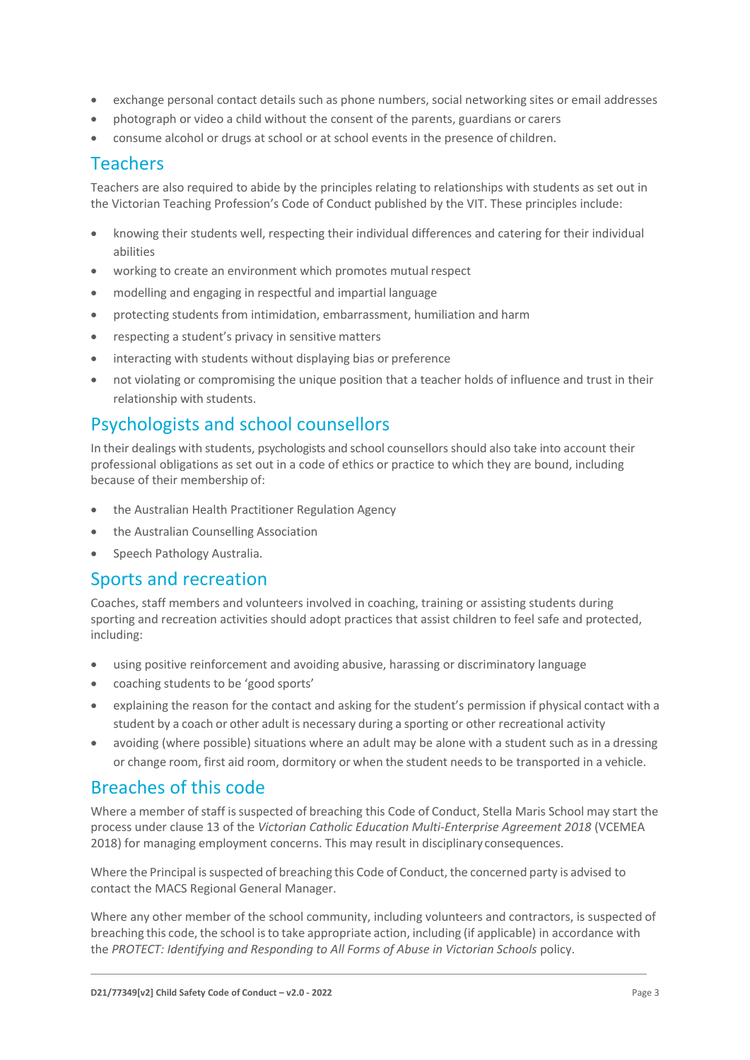- exchange personal contact details such as phone numbers, social networking sites or email addresses
- photograph or video a child without the consent of the parents, guardians or carers
- consume alcohol or drugs at school or at school events in the presence of children.

## Teachers

Teachers are also required to abide by the principles relating to relationships with students as set out in the Victorian Teaching Profession's Code of Conduct published by the VIT. These principles include:

- knowing their students well, respecting their individual differences and catering for their individual abilities
- working to create an environment which promotes mutual respect
- modelling and engaging in respectful and impartial language
- protecting students from intimidation, embarrassment, humiliation and harm
- respecting a student's privacy in sensitive matters
- interacting with students without displaying bias or preference
- not violating or compromising the unique position that a teacher holds of influence and trust in their relationship with students.

## Psychologists and school counsellors

In their dealings with students, psychologists and school counsellors should also take into account their professional obligations as set out in a code of ethics or practice to which they are bound, including because of their membership of:

- the Australian Health Practitioner Regulation Agency
- the Australian Counselling Association
- Speech Pathology Australia.

## Sports and recreation

Coaches, staff members and volunteers involved in coaching, training or assisting students during sporting and recreation activities should adopt practices that assist children to feel safe and protected, including:

- using positive reinforcement and avoiding abusive, harassing or discriminatory language
- coaching students to be 'good sports'
- explaining the reason for the contact and asking for the student's permission if physical contact with a student by a coach or other adult is necessary during a sporting or other recreational activity
- avoiding (where possible) situations where an adult may be alone with a student such as in a dressing or change room, first aid room, dormitory or when the student needs to be transported in a vehicle.

## Breaches of this code

Where a member of staff is suspected of breaching this Code of Conduct, Stella Maris School may start the process under clause 13 of the *Victorian Catholic Education Multi-Enterprise Agreement 2018* (VCEMEA 2018) for managing employment concerns. This may result in disciplinary consequences.

Where the Principal is suspected of breaching this Code of Conduct, the concerned party is advised to contact the MACS Regional General Manager.

Where any other member of the school community, including volunteers and contractors, is suspected of breaching this code, the school is to take appropriate action, including (if applicable) in accordance with the *PROTECT: Identifying and Responding to All Forms of Abuse in Victorian Schools* policy.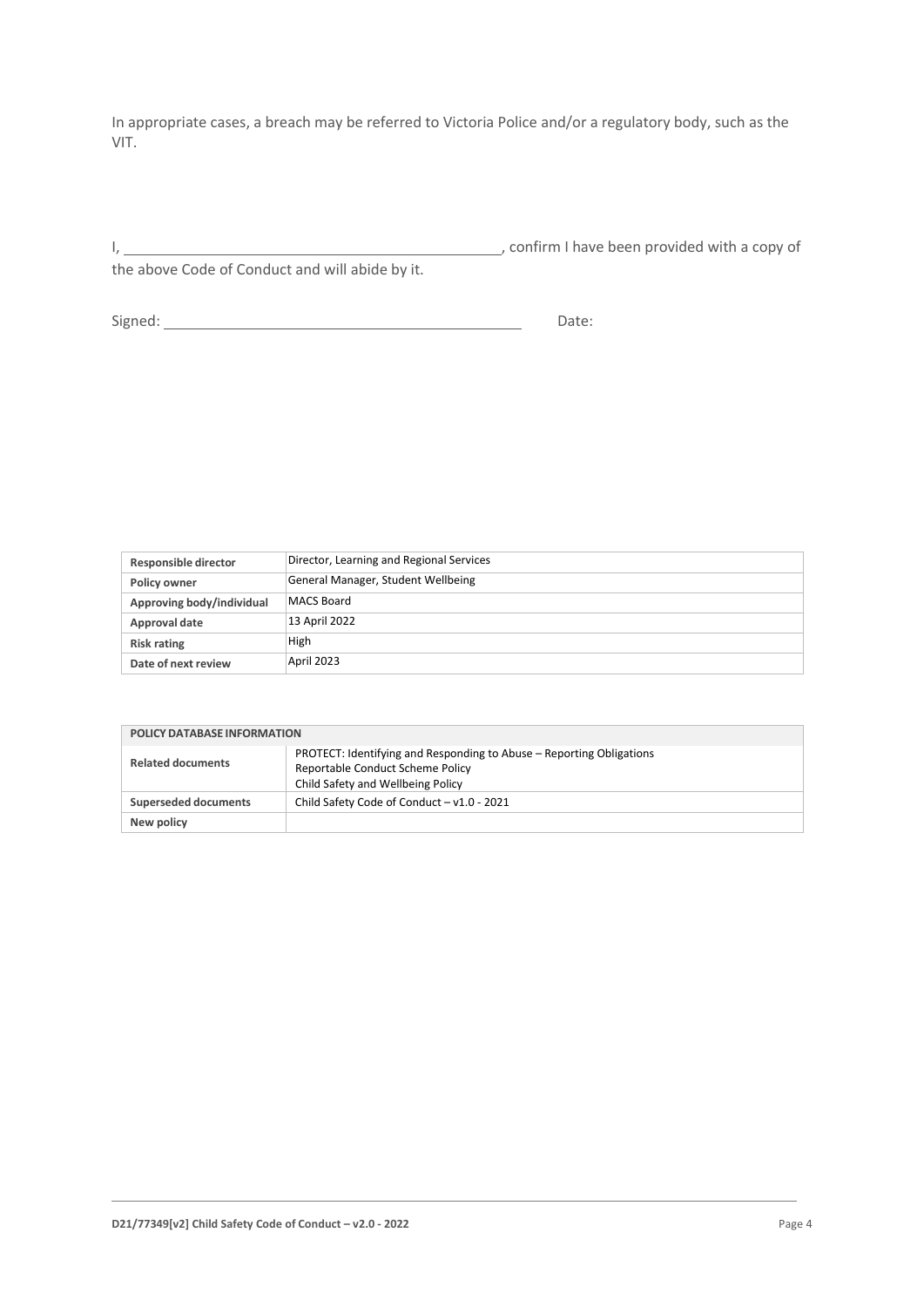In appropriate cases, a breach may be referred to Victoria Police and/or a regulatory body, such as the VIT.

I, ________________________________________________, confirm I have been provided with a copy of the above Code of Conduct and will abide by it.

Signed: ____________________________________________ Date:

| | |
|---|---|
| **Responsible director** | Director, Learning and Regional Services |
| **Policy owner** | General Manager, Student Wellbeing |
| **Approving body/individual** | MACS Board |
| **Approval date** | 13 April 2022 |
| **Risk rating** | High |
| **Date of next review** | April 2023 |

| **POLICY DATABASE INFORMATION** | |
|---|---|
| **Related documents** | PROTECT: Identifying and Responding to Abuse – Reporting Obligations<br>Reportable Conduct Scheme Policy<br>Child Safety and Wellbeing Policy |
| **Superseded documents** | Child Safety Code of Conduct – v1.0 - 2021 |
| **New policy** | |